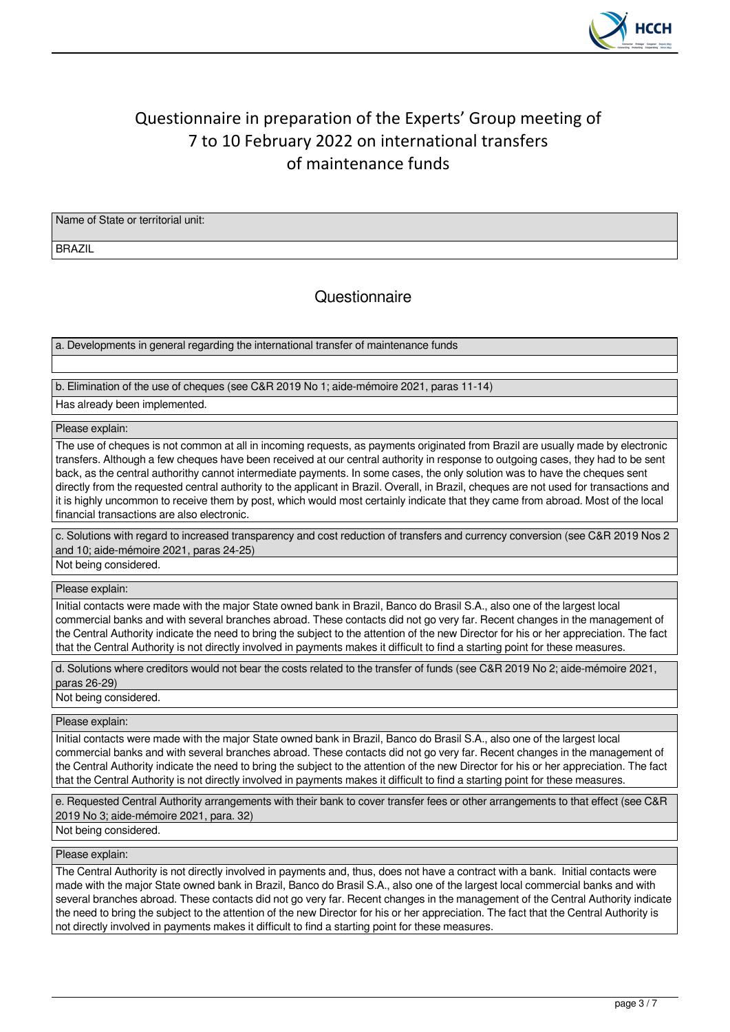# Questionnaire in preparation of the Experts' Group meeting of 7 to 10 February 2022 on international transfers of maintenance funds

| Name of State or territorial unit: |
|---|
| BRAZIL |

## Questionnaire

**a. Developments in general regarding the international transfer of maintenance funds**

**b. Elimination of the use of cheques (see C&R 2019 No 1; aide-mémoire 2021, paras 11-14)**

Has already been implemented.

Please explain:

The use of cheques is not common at all in incoming requests, as payments originated from Brazil are usually made by electronic transfers. Although a few cheques have been received at our central authority in response to outgoing cases, they had to be sent back, as the central authorithy cannot intermediate payments. In some cases, the only solution was to have the cheques sent directly from the requested central authority to the applicant in Brazil. Overall, in Brazil, cheques are not used for transactions and it is highly uncommon to receive them by post, which would most certainly indicate that they came from abroad. Most of the local financial transactions are also electronic.

**c. Solutions with regard to increased transparency and cost reduction of transfers and currency conversion (see C&R 2019 Nos 2 and 10; aide-mémoire 2021, paras 24-25)**

Not being considered.

Please explain:

Initial contacts were made with the major State owned bank in Brazil, Banco do Brasil S.A., also one of the largest local commercial banks and with several branches abroad. These contacts did not go very far. Recent changes in the management of the Central Authority indicate the need to bring the subject to the attention of the new Director for his or her appreciation. The fact that the Central Authority is not directly involved in payments makes it difficult to find a starting point for these measures.

**d. Solutions where creditors would not bear the costs related to the transfer of funds (see C&R 2019 No 2; aide-mémoire 2021, paras 26-29)**

Not being considered.

Please explain:

Initial contacts were made with the major State owned bank in Brazil, Banco do Brasil S.A., also one of the largest local commercial banks and with several branches abroad. These contacts did not go very far. Recent changes in the management of the Central Authority indicate the need to bring the subject to the attention of the new Director for his or her appreciation. The fact that the Central Authority is not directly involved in payments makes it difficult to find a starting point for these measures.

**e. Requested Central Authority arrangements with their bank to cover transfer fees or other arrangements to that effect (see C&R 2019 No 3; aide-mémoire 2021, para. 32)**

Not being considered.

Please explain:

The Central Authority is not directly involved in payments and, thus, does not have a contract with a bank. Initial contacts were made with the major State owned bank in Brazil, Banco do Brasil S.A., also one of the largest local commercial banks and with several branches abroad. These contacts did not go very far. Recent changes in the management of the Central Authority indicate the need to bring the subject to the attention of the new Director for his or her appreciation. The fact that the Central Authority is not directly involved in payments makes it difficult to find a starting point for these measures.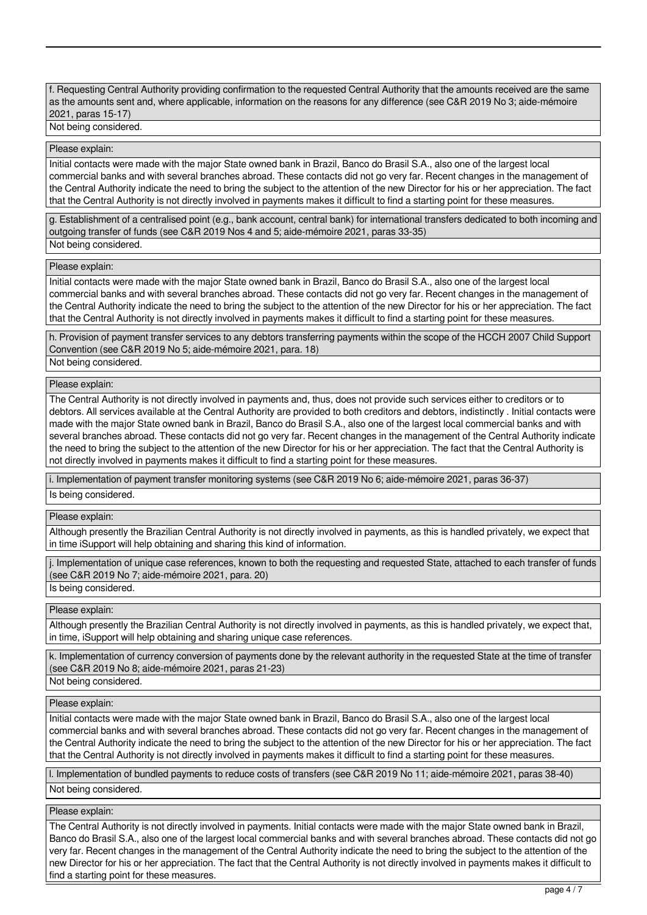f. Requesting Central Authority providing confirmation to the requested Central Authority that the amounts received are the same as the amounts sent and, where applicable, information on the reasons for any difference (see C&R 2019 No 3; aide-mémoire 2021, paras 15-17)

Not being considered.

Please explain:

Initial contacts were made with the major State owned bank in Brazil, Banco do Brasil S.A., also one of the largest local commercial banks and with several branches abroad. These contacts did not go very far. Recent changes in the management of the Central Authority indicate the need to bring the subject to the attention of the new Director for his or her appreciation. The fact that the Central Authority is not directly involved in payments makes it difficult to find a starting point for these measures.

g. Establishment of a centralised point (e.g., bank account, central bank) for international transfers dedicated to both incoming and outgoing transfer of funds (see C&R 2019 Nos 4 and 5; aide-mémoire 2021, paras 33-35)

Not being considered.

Please explain:

Initial contacts were made with the major State owned bank in Brazil, Banco do Brasil S.A., also one of the largest local commercial banks and with several branches abroad. These contacts did not go very far. Recent changes in the management of the Central Authority indicate the need to bring the subject to the attention of the new Director for his or her appreciation. The fact that the Central Authority is not directly involved in payments makes it difficult to find a starting point for these measures.

h. Provision of payment transfer services to any debtors transferring payments within the scope of the HCCH 2007 Child Support Convention (see C&R 2019 No 5; aide-mémoire 2021, para. 18)

Not being considered.

Please explain:

The Central Authority is not directly involved in payments and, thus, does not provide such services either to creditors or to debtors. All services available at the Central Authority are provided to both creditors and debtors, indistinctly . Initial contacts were made with the major State owned bank in Brazil, Banco do Brasil S.A., also one of the largest local commercial banks and with several branches abroad. These contacts did not go very far. Recent changes in the management of the Central Authority indicate the need to bring the subject to the attention of the new Director for his or her appreciation. The fact that the Central Authority is not directly involved in payments makes it difficult to find a starting point for these measures.

i. Implementation of payment transfer monitoring systems (see C&R 2019 No 6; aide-mémoire 2021, paras 36-37)

Is being considered.

Please explain:

Although presently the Brazilian Central Authority is not directly involved in payments, as this is handled privately, we expect that in time iSupport will help obtaining and sharing this kind of information.

j. Implementation of unique case references, known to both the requesting and requested State, attached to each transfer of funds (see C&R 2019 No 7; aide-mémoire 2021, para. 20)

Is being considered.

Please explain:

Although presently the Brazilian Central Authority is not directly involved in payments, as this is handled privately, we expect that, in time, iSupport will help obtaining and sharing unique case references.

k. Implementation of currency conversion of payments done by the relevant authority in the requested State at the time of transfer (see C&R 2019 No 8; aide-mémoire 2021, paras 21-23)

Not being considered.

Please explain:

Initial contacts were made with the major State owned bank in Brazil, Banco do Brasil S.A., also one of the largest local commercial banks and with several branches abroad. These contacts did not go very far. Recent changes in the management of the Central Authority indicate the need to bring the subject to the attention of the new Director for his or her appreciation. The fact that the Central Authority is not directly involved in payments makes it difficult to find a starting point for these measures.

l. Implementation of bundled payments to reduce costs of transfers (see C&R 2019 No 11; aide-mémoire 2021, paras 38-40)

Not being considered.

Please explain:

The Central Authority is not directly involved in payments. Initial contacts were made with the major State owned bank in Brazil, Banco do Brasil S.A., also one of the largest local commercial banks and with several branches abroad. These contacts did not go very far. Recent changes in the management of the Central Authority indicate the need to bring the subject to the attention of the new Director for his or her appreciation. The fact that the Central Authority is not directly involved in payments makes it difficult to find a starting point for these measures.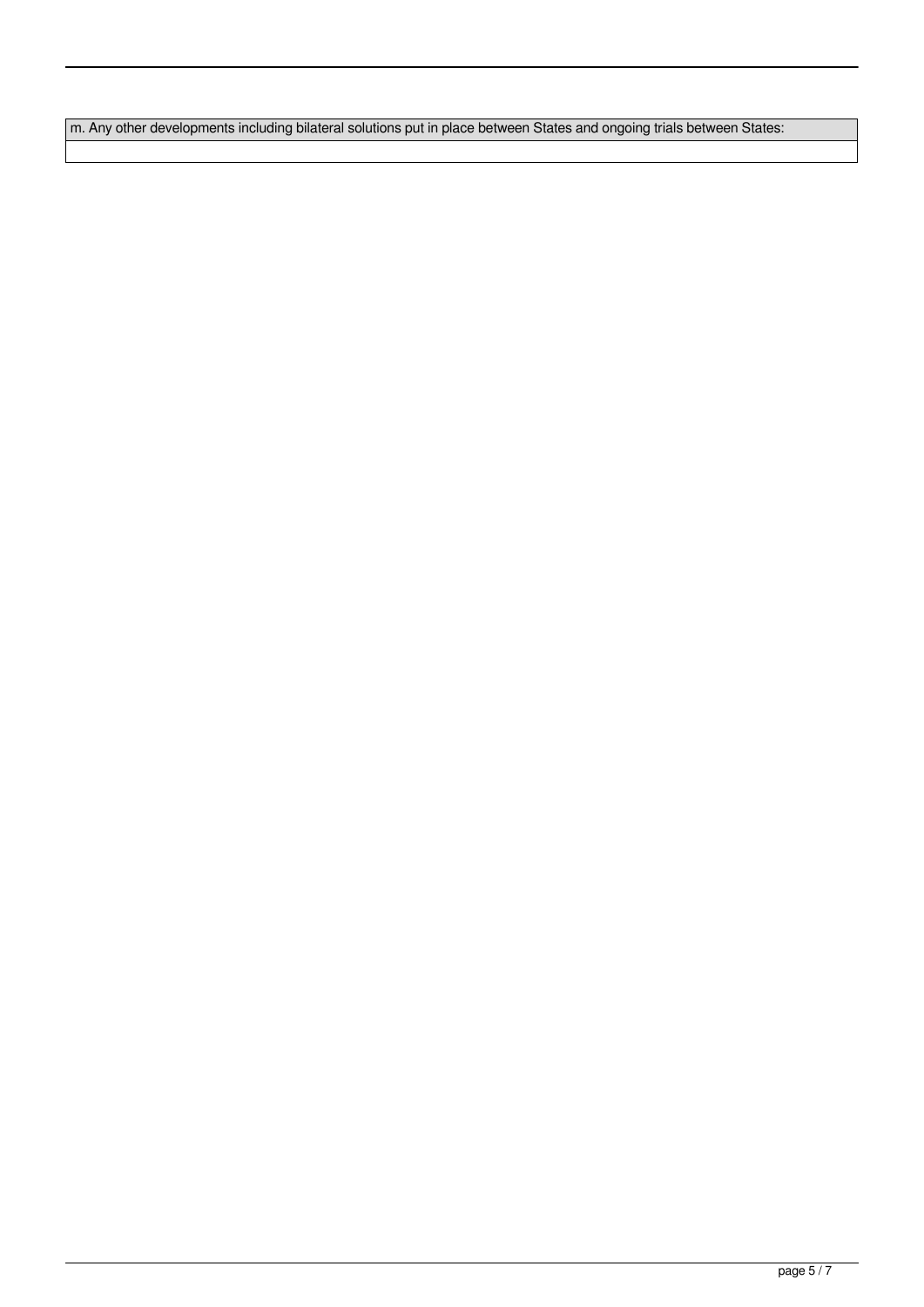| m. Any other developments including bilateral solutions put in place between States and ongoing trials between States: |
| --- |
| |